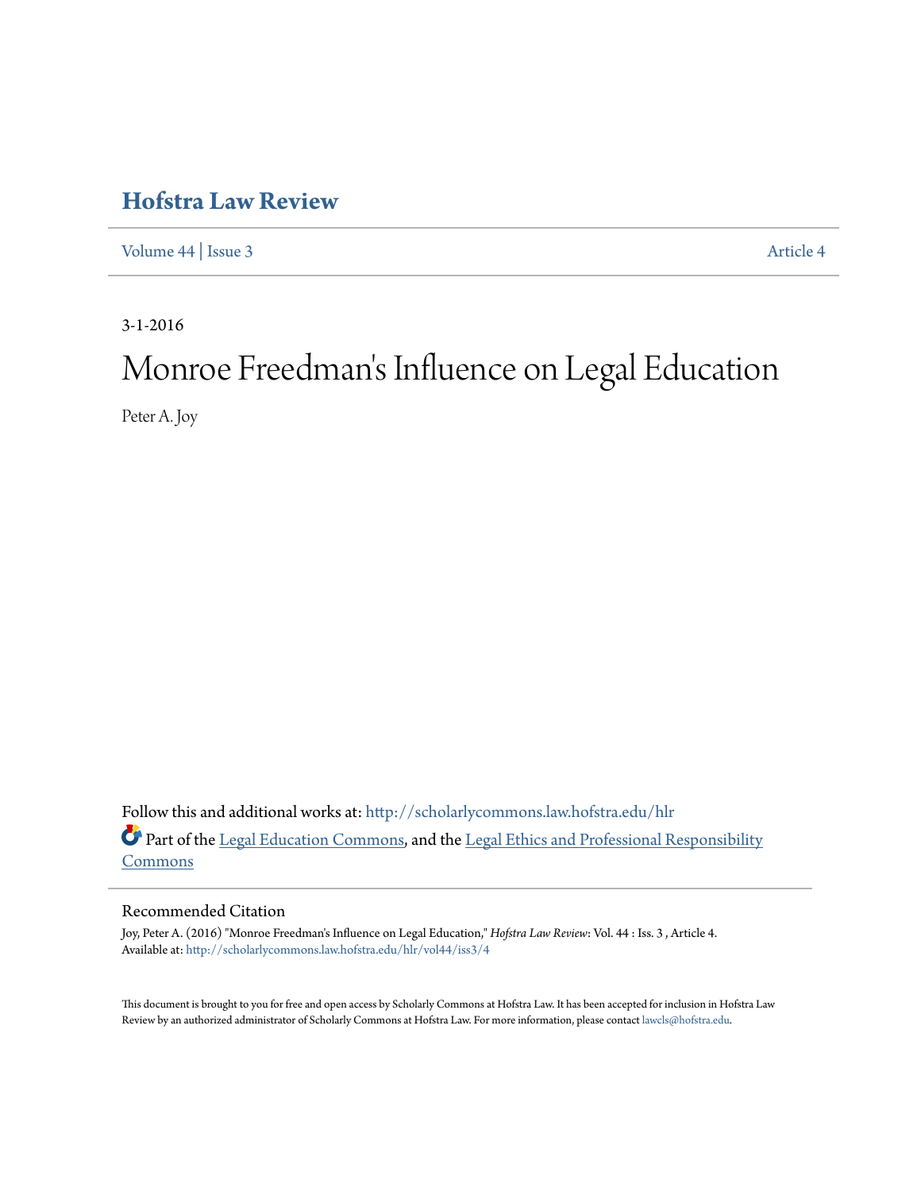# Hofstra Law Review

Volume 44 | Issue 3 Article 4

3-1-2016

# Monroe Freedman's Influence on Legal Education

Peter A. Joy

Follow this and additional works at: http://scholarlycommons.law.hofstra.edu/hlr

Part of the Legal Education Commons, and the Legal Ethics and Professional Responsibility Commons

## Recommended Citation

Joy, Peter A. (2016) "Monroe Freedman's Influence on Legal Education," *Hofstra Law Review*: Vol. 44 : Iss. 3 , Article 4.
Available at: http://scholarlycommons.law.hofstra.edu/hlr/vol44/iss3/4

This document is brought to you for free and open access by Scholarly Commons at Hofstra Law. It has been accepted for inclusion in Hofstra Law Review by an authorized administrator of Scholarly Commons at Hofstra Law. For more information, please contact lawcls@hofstra.edu.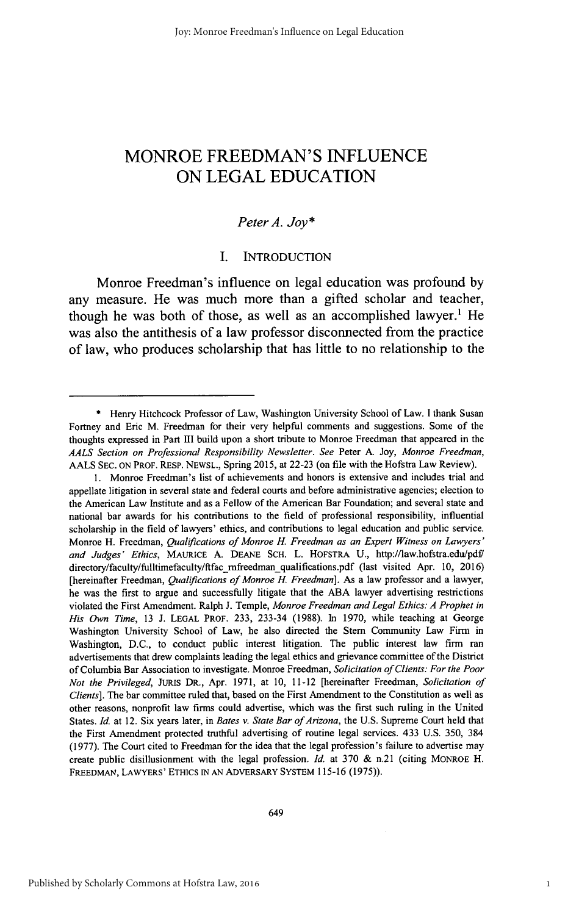# MONROE FREEDMAN'S INFLUENCE ON LEGAL EDUCATION

*Peter A. Joy**

## I. INTRODUCTION

Monroe Freedman's influence on legal education was profound by any measure. He was much more than a gifted scholar and teacher, though he was both of those, as well as an accomplished lawyer.[1] He was also the antithesis of a law professor disconnected from the practice of law, who produces scholarship that has little to no relationship to the

---

\* Henry Hitchcock Professor of Law, Washington University School of Law. I thank Susan Fortney and Eric M. Freedman for their very helpful comments and suggestions. Some of the thoughts expressed in Part III build upon a short tribute to Monroe Freedman that appeared in the *AALS Section on Professional Responsibility Newsletter*. *See* Peter A. Joy, *Monroe Freedman*, AALS SEC. ON PROF. RESP. NEWSL., Spring 2015, at 22-23 (on file with the Hofstra Law Review).

1. Monroe Freedman's list of achievements and honors is extensive and includes trial and appellate litigation in several state and federal courts and before administrative agencies; election to the American Law Institute and as a Fellow of the American Bar Foundation; and several state and national bar awards for his contributions to the field of professional responsibility, influential scholarship in the field of lawyers' ethics, and contributions to legal education and public service. Monroe H. Freedman, *Qualifications of Monroe H. Freedman as an Expert Witness on Lawyers' and Judges' Ethics*, MAURICE A. DEANE SCH. L. HOFSTRA U., http://law.hofstra.edu/pdf/directory/faculty/fulltimefaculty/ftfac_mfreedman_qualifications.pdf (last visited Apr. 10, 2016) [hereinafter Freedman, *Qualifications of Monroe H. Freedman*]. As a law professor and a lawyer, he was the first to argue and successfully litigate that the ABA lawyer advertising restrictions violated the First Amendment. Ralph J. Temple, *Monroe Freedman and Legal Ethics: A Prophet in His Own Time*, 13 J. LEGAL PROF. 233, 233-34 (1988). In 1970, while teaching at George Washington University School of Law, he also directed the Stern Community Law Firm in Washington, D.C., to conduct public interest litigation. The public interest law firm ran advertisements that drew complaints leading the legal ethics and grievance committee of the District of Columbia Bar Association to investigate. Monroe Freedman, *Solicitation of Clients: For the Poor Not the Privileged*, JURIS DR., Apr. 1971, at 10, 11-12 [hereinafter Freedman, *Solicitation of Clients*]. The bar committee ruled that, based on the First Amendment to the Constitution as well as other reasons, nonprofit law firms could advertise, which was the first such ruling in the United States. *Id.* at 12. Six years later, in *Bates v. State Bar of Arizona*, the U.S. Supreme Court held that the First Amendment protected truthful advertising of routine legal services. 433 U.S. 350, 384 (1977). The Court cited to Freedman for the idea that the legal profession's failure to advertise may create public disillusionment with the legal profession. *Id.* at 370 & n.21 (citing MONROE H. FREEDMAN, LAWYERS' ETHICS IN AN ADVERSARY SYSTEM 115-16 (1975)).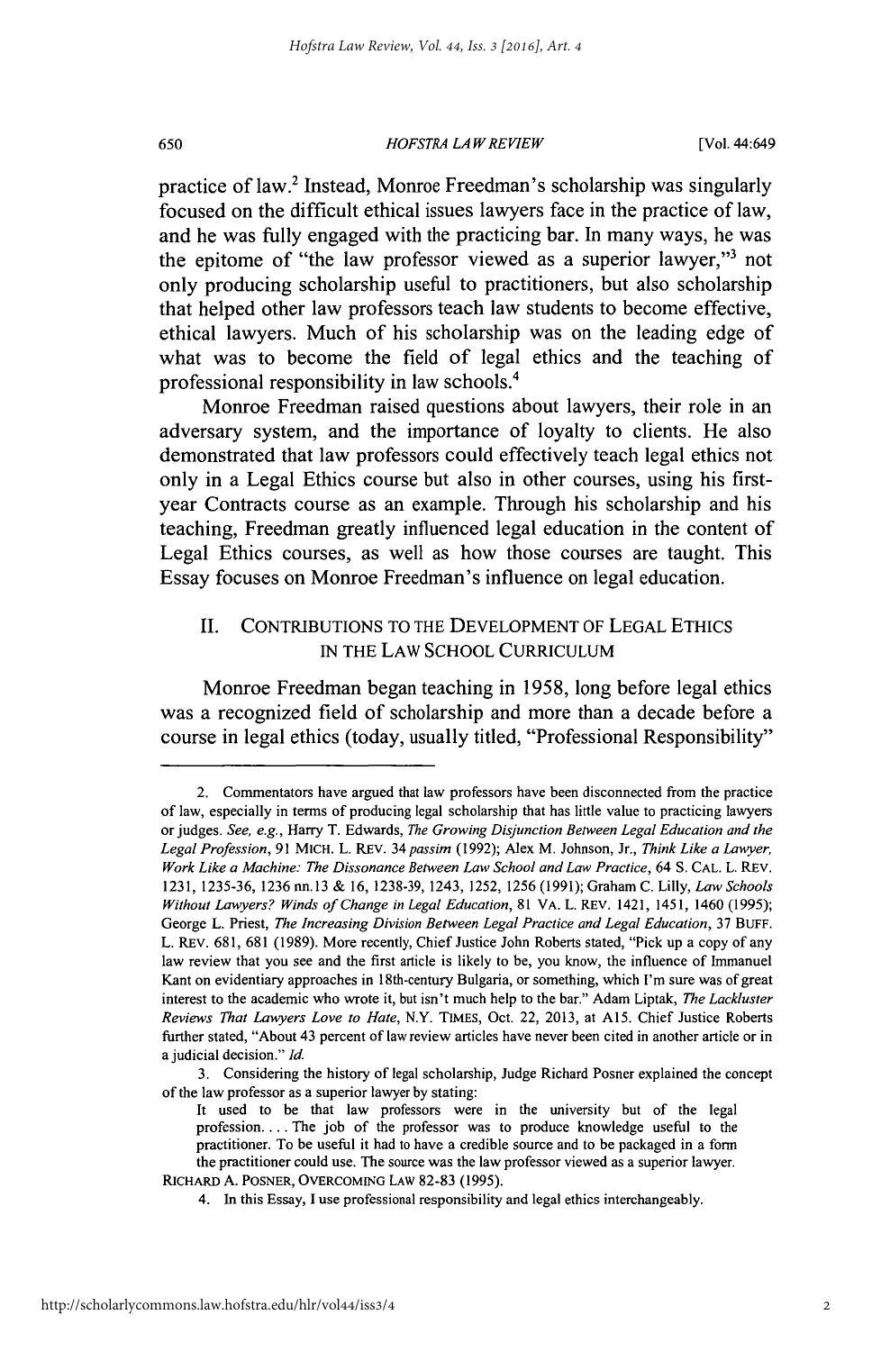practice of law.[2] Instead, Monroe Freedman's scholarship was singularly focused on the difficult ethical issues lawyers face in the practice of law, and he was fully engaged with the practicing bar. In many ways, he was the epitome of "the law professor viewed as a superior lawyer,"[3] not only producing scholarship useful to practitioners, but also scholarship that helped other law professors teach law students to become effective, ethical lawyers. Much of his scholarship was on the leading edge of what was to become the field of legal ethics and the teaching of professional responsibility in law schools.[4]

Monroe Freedman raised questions about lawyers, their role in an adversary system, and the importance of loyalty to clients. He also demonstrated that law professors could effectively teach legal ethics not only in a Legal Ethics course but also in other courses, using his first-year Contracts course as an example. Through his scholarship and his teaching, Freedman greatly influenced legal education in the content of Legal Ethics courses, as well as how those courses are taught. This Essay focuses on Monroe Freedman's influence on legal education.

## II. CONTRIBUTIONS TO THE DEVELOPMENT OF LEGAL ETHICS IN THE LAW SCHOOL CURRICULUM

Monroe Freedman began teaching in 1958, long before legal ethics was a recognized field of scholarship and more than a decade before a course in legal ethics (today, usually titled, "Professional Responsibility"

---

2. Commentators have argued that law professors have been disconnected from the practice of law, especially in terms of producing legal scholarship that has little value to practicing lawyers or judges. *See, e.g.*, Harry T. Edwards, *The Growing Disjunction Between Legal Education and the Legal Profession*, 91 MICH. L. REV. 34 *passim* (1992); Alex M. Johnson, Jr., *Think Like a Lawyer, Work Like a Machine: The Dissonance Between Law School and Law Practice*, 64 S. CAL. L. REV. 1231, 1235-36, 1236 nn.13 & 16, 1238-39, 1243, 1252, 1256 (1991); Graham C. Lilly, *Law Schools Without Lawyers? Winds of Change in Legal Education*, 81 VA. L. REV. 1421, 1451, 1460 (1995); George L. Priest, *The Increasing Division Between Legal Practice and Legal Education*, 37 BUFF. L. REV. 681, 681 (1989). More recently, Chief Justice John Roberts stated, "Pick up a copy of any law review that you see and the first article is likely to be, you know, the influence of Immanuel Kant on evidentiary approaches in 18th-century Bulgaria, or something, which I'm sure was of great interest to the academic who wrote it, but isn't much help to the bar." Adam Liptak, *The Lackluster Reviews That Lawyers Love to Hate*, N.Y. TIMES, Oct. 22, 2013, at A15. Chief Justice Roberts further stated, "About 43 percent of law review articles have never been cited in another article or in a judicial decision." *Id.*

3. Considering the history of legal scholarship, Judge Richard Posner explained the concept of the law professor as a superior lawyer by stating:

> It used to be that law professors were in the university but of the legal profession. . . . The job of the professor was to produce knowledge useful to the practitioner. To be useful it had to have a credible source and to be packaged in a form the practitioner could use. The source was the law professor viewed as a superior lawyer.

RICHARD A. POSNER, OVERCOMING LAW 82-83 (1995).

4. In this Essay, I use professional responsibility and legal ethics interchangeably.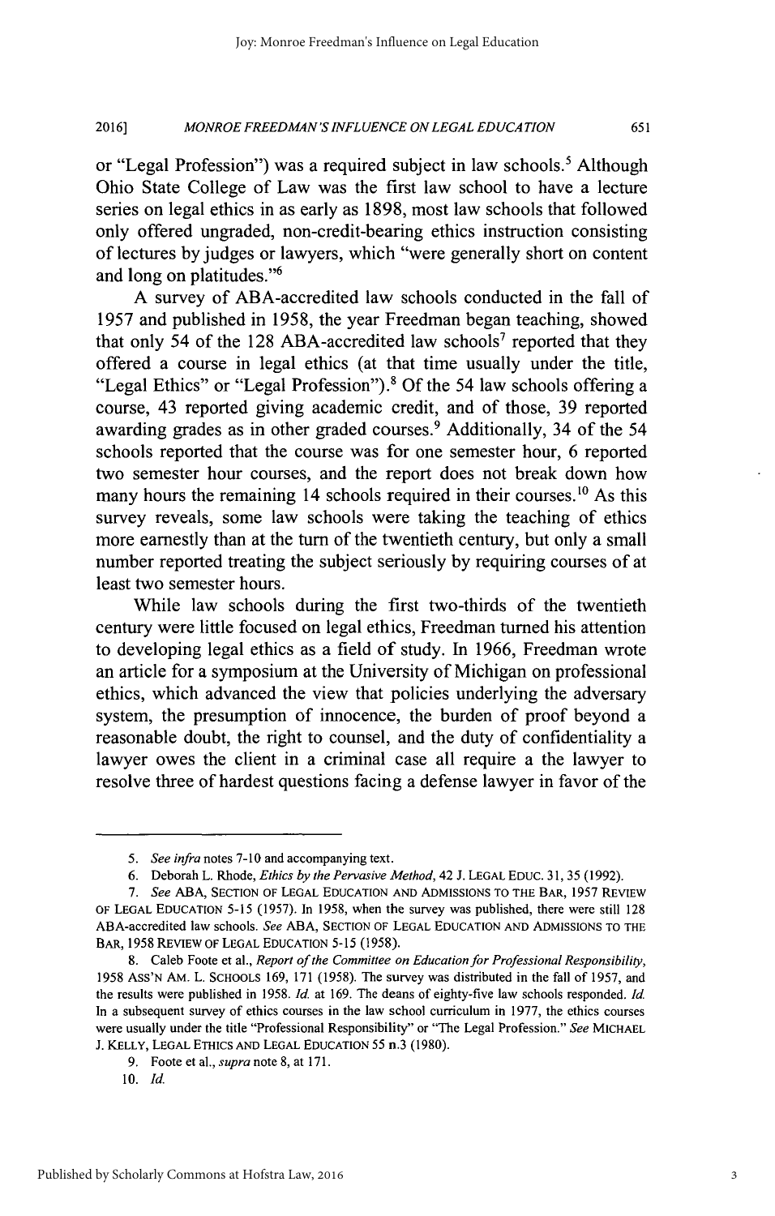or "Legal Profession") was a required subject in law schools.[5] Although Ohio State College of Law was the first law school to have a lecture series on legal ethics in as early as 1898, most law schools that followed only offered ungraded, non-credit-bearing ethics instruction consisting of lectures by judges or lawyers, which "were generally short on content and long on platitudes."[6]

A survey of ABA-accredited law schools conducted in the fall of 1957 and published in 1958, the year Freedman began teaching, showed that only 54 of the 128 ABA-accredited law schools[7] reported that they offered a course in legal ethics (at that time usually under the title, "Legal Ethics" or "Legal Profession").[8] Of the 54 law schools offering a course, 43 reported giving academic credit, and of those, 39 reported awarding grades as in other graded courses.[9] Additionally, 34 of the 54 schools reported that the course was for one semester hour, 6 reported two semester hour courses, and the report does not break down how many hours the remaining 14 schools required in their courses.[10] As this survey reveals, some law schools were taking the teaching of ethics more earnestly than at the turn of the twentieth century, but only a small number reported treating the subject seriously by requiring courses of at least two semester hours.

While law schools during the first two-thirds of the twentieth century were little focused on legal ethics, Freedman turned his attention to developing legal ethics as a field of study. In 1966, Freedman wrote an article for a symposium at the University of Michigan on professional ethics, which advanced the view that policies underlying the adversary system, the presumption of innocence, the burden of proof beyond a reasonable doubt, the right to counsel, and the duty of confidentiality a lawyer owes the client in a criminal case all require a the lawyer to resolve three of hardest questions facing a defense lawyer in favor of the

---

5. *See infra* notes 7-10 and accompanying text.

6. Deborah L. Rhode, *Ethics by the Pervasive Method*, 42 J. LEGAL EDUC. 31, 35 (1992).

7. *See* ABA, SECTION OF LEGAL EDUCATION AND ADMISSIONS TO THE BAR, 1957 REVIEW OF LEGAL EDUCATION 5-15 (1957). In 1958, when the survey was published, there were still 128 ABA-accredited law schools. *See* ABA, SECTION OF LEGAL EDUCATION AND ADMISSIONS TO THE BAR, 1958 REVIEW OF LEGAL EDUCATION 5-15 (1958).

8. Caleb Foote et al., *Report of the Committee on Education for Professional Responsibility*, 1958 ASS'N AM. L. SCHOOLS 169, 171 (1958). The survey was distributed in the fall of 1957, and the results were published in 1958. *Id.* at 169. The deans of eighty-five law schools responded. *Id.* In a subsequent survey of ethics courses in the law school curriculum in 1977, the ethics courses were usually under the title "Professional Responsibility" or "The Legal Profession." *See* MICHAEL J. KELLY, LEGAL ETHICS AND LEGAL EDUCATION 55 n.3 (1980).

9. Foote et al., *supra* note 8, at 171.

10. *Id.*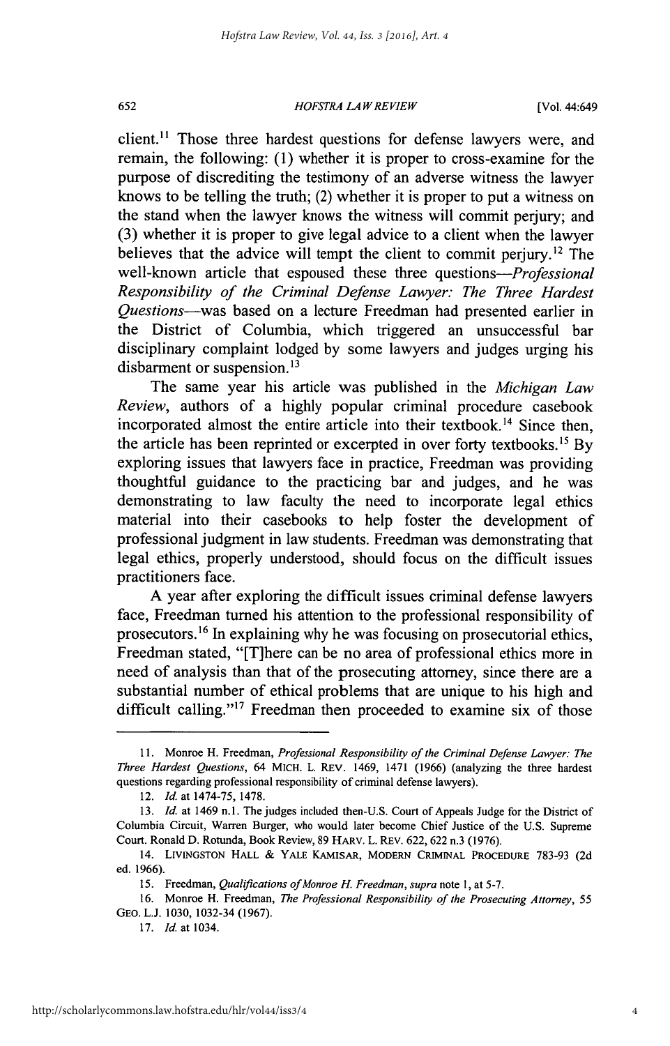client.[11] Those three hardest questions for defense lawyers were, and remain, the following: (1) whether it is proper to cross-examine for the purpose of discrediting the testimony of an adverse witness the lawyer knows to be telling the truth; (2) whether it is proper to put a witness on the stand when the lawyer knows the witness will commit perjury; and (3) whether it is proper to give legal advice to a client when the lawyer believes that the advice will tempt the client to commit perjury.[12] The well-known article that espoused these three questions—*Professional Responsibility of the Criminal Defense Lawyer: The Three Hardest Questions*—was based on a lecture Freedman had presented earlier in the District of Columbia, which triggered an unsuccessful bar disciplinary complaint lodged by some lawyers and judges urging his disbarment or suspension.[13]

The same year his article was published in the *Michigan Law Review*, authors of a highly popular criminal procedure casebook incorporated almost the entire article into their textbook.[14] Since then, the article has been reprinted or excerpted in over forty textbooks.[15] By exploring issues that lawyers face in practice, Freedman was providing thoughtful guidance to the practicing bar and judges, and he was demonstrating to law faculty the need to incorporate legal ethics material into their casebooks to help foster the development of professional judgment in law students. Freedman was demonstrating that legal ethics, properly understood, should focus on the difficult issues practitioners face.

A year after exploring the difficult issues criminal defense lawyers face, Freedman turned his attention to the professional responsibility of prosecutors.[16] In explaining why he was focusing on prosecutorial ethics, Freedman stated, "[T]here can be no area of professional ethics more in need of analysis than that of the prosecuting attorney, since there are a substantial number of ethical problems that are unique to his high and difficult calling."[17] Freedman then proceeded to examine six of those

---

11. Monroe H. Freedman, *Professional Responsibility of the Criminal Defense Lawyer: The Three Hardest Questions*, 64 MICH. L. REV. 1469, 1471 (1966) (analyzing the three hardest questions regarding professional responsibility of criminal defense lawyers).

12. *Id.* at 1474-75, 1478.

13. *Id.* at 1469 n.1. The judges included then-U.S. Court of Appeals Judge for the District of Columbia Circuit, Warren Burger, who would later become Chief Justice of the U.S. Supreme Court. Ronald D. Rotunda, Book Review, 89 HARV. L. REV. 622, 622 n.3 (1976).

14. LIVINGSTON HALL & YALE KAMISAR, MODERN CRIMINAL PROCEDURE 783-93 (2d ed. 1966).

15. Freedman, *Qualifications of Monroe H. Freedman*, *supra* note 1, at 5-7.

16. Monroe H. Freedman, *The Professional Responsibility of the Prosecuting Attorney*, 55 GEO. L.J. 1030, 1032-34 (1967).

17. *Id.* at 1034.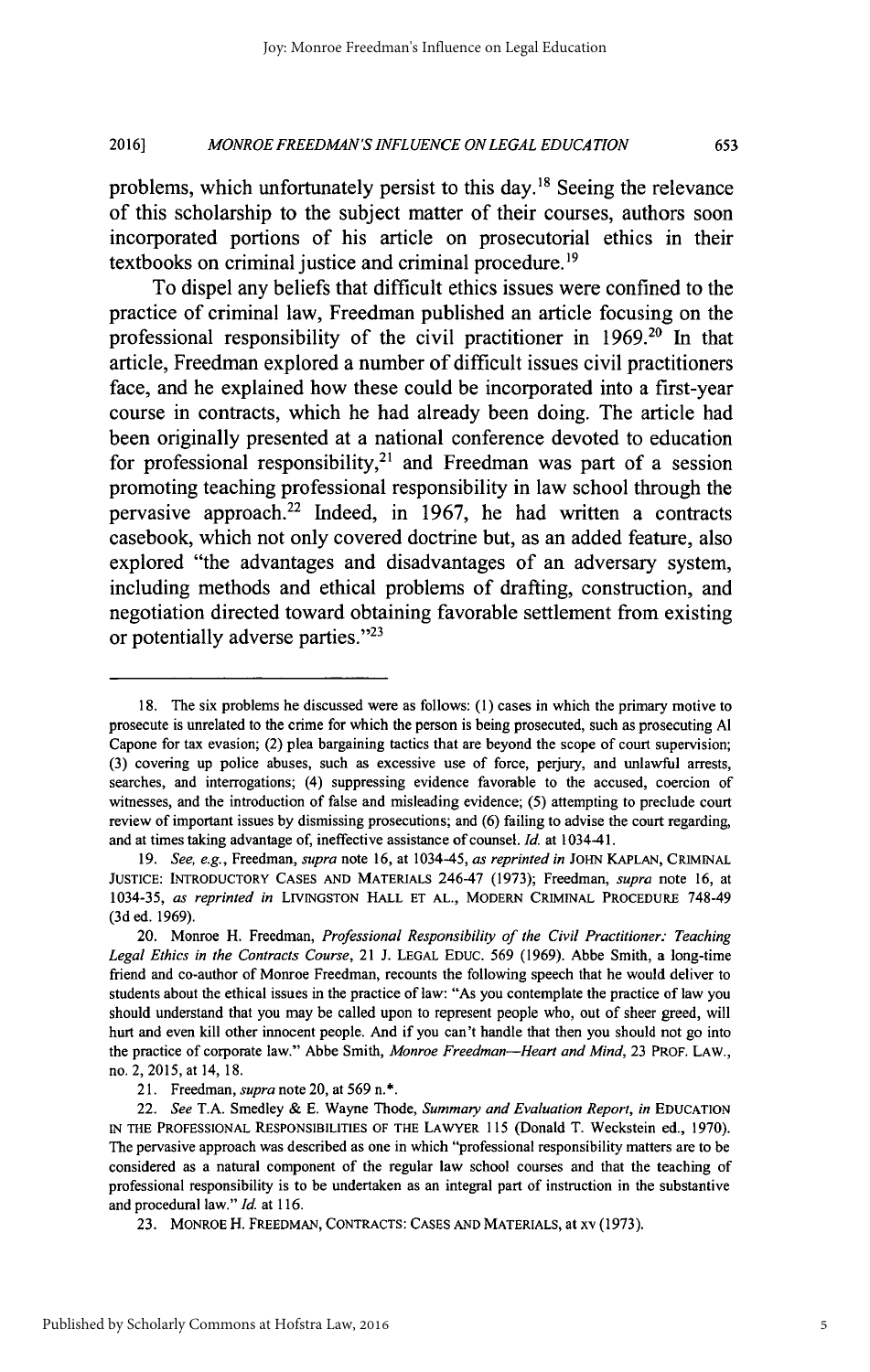problems, which unfortunately persist to this day.[18] Seeing the relevance of this scholarship to the subject matter of their courses, authors soon incorporated portions of his article on prosecutorial ethics in their textbooks on criminal justice and criminal procedure.[19]

To dispel any beliefs that difficult ethics issues were confined to the practice of criminal law, Freedman published an article focusing on the professional responsibility of the civil practitioner in 1969.[20] In that article, Freedman explored a number of difficult issues civil practitioners face, and he explained how these could be incorporated into a first-year course in contracts, which he had already been doing. The article had been originally presented at a national conference devoted to education for professional responsibility,[21] and Freedman was part of a session promoting teaching professional responsibility in law school through the pervasive approach.[22] Indeed, in 1967, he had written a contracts casebook, which not only covered doctrine but, as an added feature, also explored "the advantages and disadvantages of an adversary system, including methods and ethical problems of drafting, construction, and negotiation directed toward obtaining favorable settlement from existing or potentially adverse parties."[23]

---

18. The six problems he discussed were as follows: (1) cases in which the primary motive to prosecute is unrelated to the crime for which the person is being prosecuted, such as prosecuting Al Capone for tax evasion; (2) plea bargaining tactics that are beyond the scope of court supervision; (3) covering up police abuses, such as excessive use of force, perjury, and unlawful arrests, searches, and interrogations; (4) suppressing evidence favorable to the accused, coercion of witnesses, and the introduction of false and misleading evidence; (5) attempting to preclude court review of important issues by dismissing prosecutions; and (6) failing to advise the court regarding, and at times taking advantage of, ineffective assistance of counsel. *Id.* at 1034-41.

19. *See, e.g.*, Freedman, *supra* note 16, at 1034-45, *as reprinted in* JOHN KAPLAN, CRIMINAL JUSTICE: INTRODUCTORY CASES AND MATERIALS 246-47 (1973); Freedman, *supra* note 16, at 1034-35, *as reprinted in* LIVINGSTON HALL ET AL., MODERN CRIMINAL PROCEDURE 748-49 (3d ed. 1969).

20. Monroe H. Freedman, *Professional Responsibility of the Civil Practitioner: Teaching Legal Ethics in the Contracts Course*, 21 J. LEGAL EDUC. 569 (1969). Abbe Smith, a long-time friend and co-author of Monroe Freedman, recounts the following speech that he would deliver to students about the ethical issues in the practice of law: "As you contemplate the practice of law you should understand that you may be called upon to represent people who, out of sheer greed, will hurt and even kill other innocent people. And if you can't handle that then you should not go into the practice of corporate law." Abbe Smith, *Monroe Freedman—Heart and Mind*, 23 PROF. LAW., no. 2, 2015, at 14, 18.

21. Freedman, *supra* note 20, at 569 n.*.

22. *See* T.A. Smedley & E. Wayne Thode, *Summary and Evaluation Report*, *in* EDUCATION IN THE PROFESSIONAL RESPONSIBILITIES OF THE LAWYER 115 (Donald T. Weckstein ed., 1970). The pervasive approach was described as one in which "professional responsibility matters are to be considered as a natural component of the regular law school courses and that the teaching of professional responsibility is to be undertaken as an integral part of instruction in the substantive and procedural law." *Id.* at 116.

23. MONROE H. FREEDMAN, CONTRACTS: CASES AND MATERIALS, at xv (1973).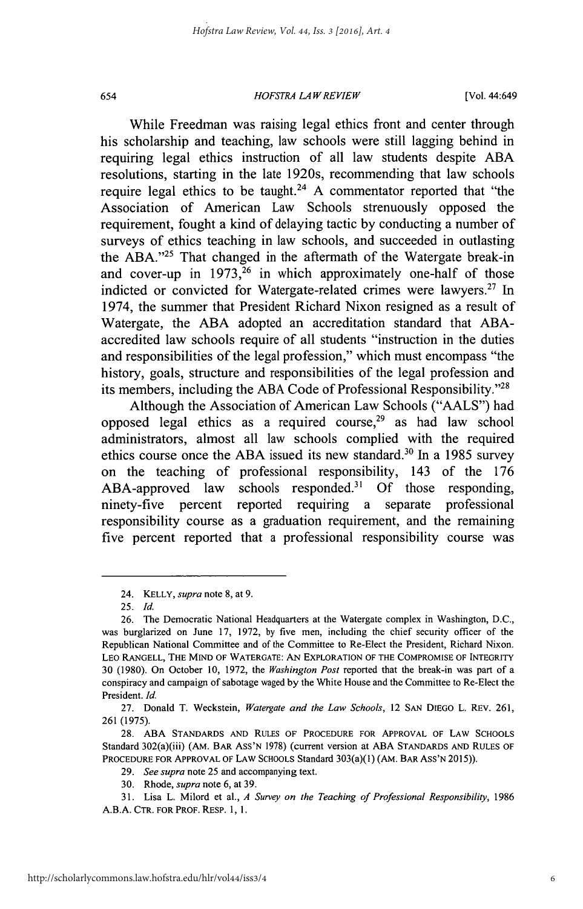While Freedman was raising legal ethics front and center through his scholarship and teaching, law schools were still lagging behind in requiring legal ethics instruction of all law students despite ABA resolutions, starting in the late 1920s, recommending that law schools require legal ethics to be taught.[24] A commentator reported that "the Association of American Law Schools strenuously opposed the requirement, fought a kind of delaying tactic by conducting a number of surveys of ethics teaching in law schools, and succeeded in outlasting the ABA."[25] That changed in the aftermath of the Watergate break-in and cover-up in 1973,[26] in which approximately one-half of those indicted or convicted for Watergate-related crimes were lawyers.[27] In 1974, the summer that President Richard Nixon resigned as a result of Watergate, the ABA adopted an accreditation standard that ABA-accredited law schools require of all students "instruction in the duties and responsibilities of the legal profession," which must encompass "the history, goals, structure and responsibilities of the legal profession and its members, including the ABA Code of Professional Responsibility."[28]

Although the Association of American Law Schools ("AALS") had opposed legal ethics as a required course,[29] as had law school administrators, almost all law schools complied with the required ethics course once the ABA issued its new standard.[30] In a 1985 survey on the teaching of professional responsibility, 143 of the 176 ABA-approved law schools responded.[31] Of those responding, ninety-five percent reported requiring a separate professional responsibility course as a graduation requirement, and the remaining five percent reported that a professional responsibility course was

---

24. KELLY, *supra* note 8, at 9.

25. *Id.*

26. The Democratic National Headquarters at the Watergate complex in Washington, D.C., was burglarized on June 17, 1972, by five men, including the chief security officer of the Republican National Committee and of the Committee to Re-Elect the President, Richard Nixon. LEO RANGELL, THE MIND OF WATERGATE: AN EXPLORATION OF THE COMPROMISE OF INTEGRITY 30 (1980). On October 10, 1972, the *Washington Post* reported that the break-in was part of a conspiracy and campaign of sabotage waged by the White House and the Committee to Re-Elect the President. *Id.*

27. Donald T. Weckstein, *Watergate and the Law Schools*, 12 SAN DIEGO L. REV. 261, 261 (1975).

28. ABA STANDARDS AND RULES OF PROCEDURE FOR APPROVAL OF LAW SCHOOLS Standard 302(a)(iii) (AM. BAR ASS'N 1978) (current version at ABA STANDARDS AND RULES OF PROCEDURE FOR APPROVAL OF LAW SCHOOLS Standard 303(a)(1) (AM. BAR ASS'N 2015)).

29. *See supra* note 25 and accompanying text.

30. Rhode, *supra* note 6, at 39.

31. Lisa L. Milord et al., *A Survey on the Teaching of Professional Responsibility*, 1986 A.B.A. CTR. FOR PROF. RESP. 1, 1.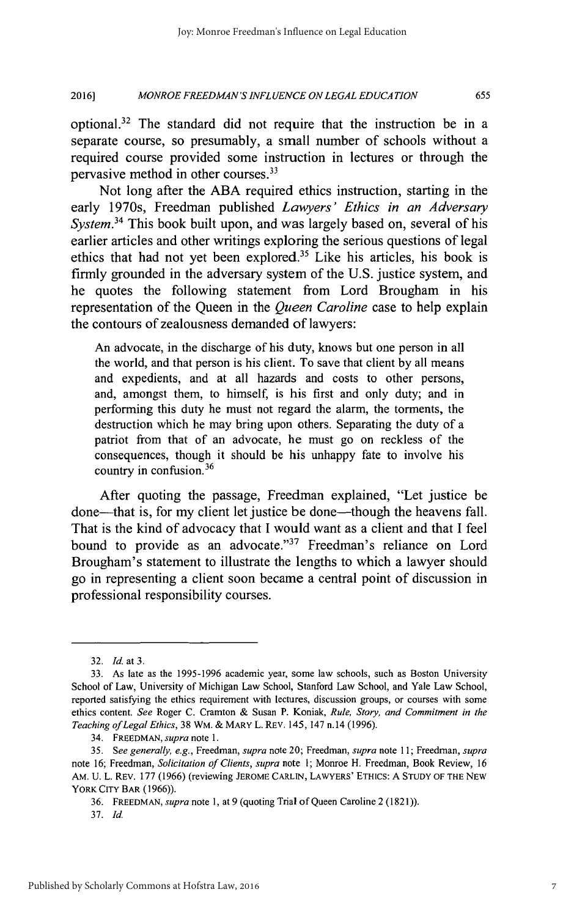optional.[32] The standard did not require that the instruction be in a separate course, so presumably, a small number of schools without a required course provided some instruction in lectures or through the pervasive method in other courses.[33]

Not long after the ABA required ethics instruction, starting in the early 1970s, Freedman published *Lawyers' Ethics in an Adversary System*.[34] This book built upon, and was largely based on, several of his earlier articles and other writings exploring the serious questions of legal ethics that had not yet been explored.[35] Like his articles, his book is firmly grounded in the adversary system of the U.S. justice system, and he quotes the following statement from Lord Brougham in his representation of the Queen in the *Queen Caroline* case to help explain the contours of zealousness demanded of lawyers:

> An advocate, in the discharge of his duty, knows but one person in all the world, and that person is his client. To save that client by all means and expedients, and at all hazards and costs to other persons, and, amongst them, to himself, is his first and only duty; and in performing this duty he must not regard the alarm, the torments, the destruction which he may bring upon others. Separating the duty of a patriot from that of an advocate, he must go on reckless of the consequences, though it should be his unhappy fate to involve his country in confusion.[36]

After quoting the passage, Freedman explained, "Let justice be done—that is, for my client let justice be done—though the heavens fall. That is the kind of advocacy that I would want as a client and that I feel bound to provide as an advocate."[37] Freedman's reliance on Lord Brougham's statement to illustrate the lengths to which a lawyer should go in representing a client soon became a central point of discussion in professional responsibility courses.

---

32. *Id.* at 3.

33. As late as the 1995-1996 academic year, some law schools, such as Boston University School of Law, University of Michigan Law School, Stanford Law School, and Yale Law School, reported satisfying the ethics requirement with lectures, discussion groups, or courses with some ethics content. *See* Roger C. Cramton & Susan P. Koniak, *Rule, Story, and Commitment in the Teaching of Legal Ethics*, 38 WM. & MARY L. REV. 145, 147 n.14 (1996).

34. FREEDMAN, *supra* note 1.

35. *See generally, e.g.*, Freedman, *supra* note 20; Freedman, *supra* note 11; Freedman, *supra* note 16; Freedman, *Solicitation of Clients*, *supra* note 1; Monroe H. Freedman, Book Review, 16 AM. U. L. REV. 177 (1966) (reviewing JEROME CARLIN, LAWYERS' ETHICS: A STUDY OF THE NEW YORK CITY BAR (1966)).

36. FREEDMAN, *supra* note 1, at 9 (quoting Trial of Queen Caroline 2 (1821)).

37. *Id.*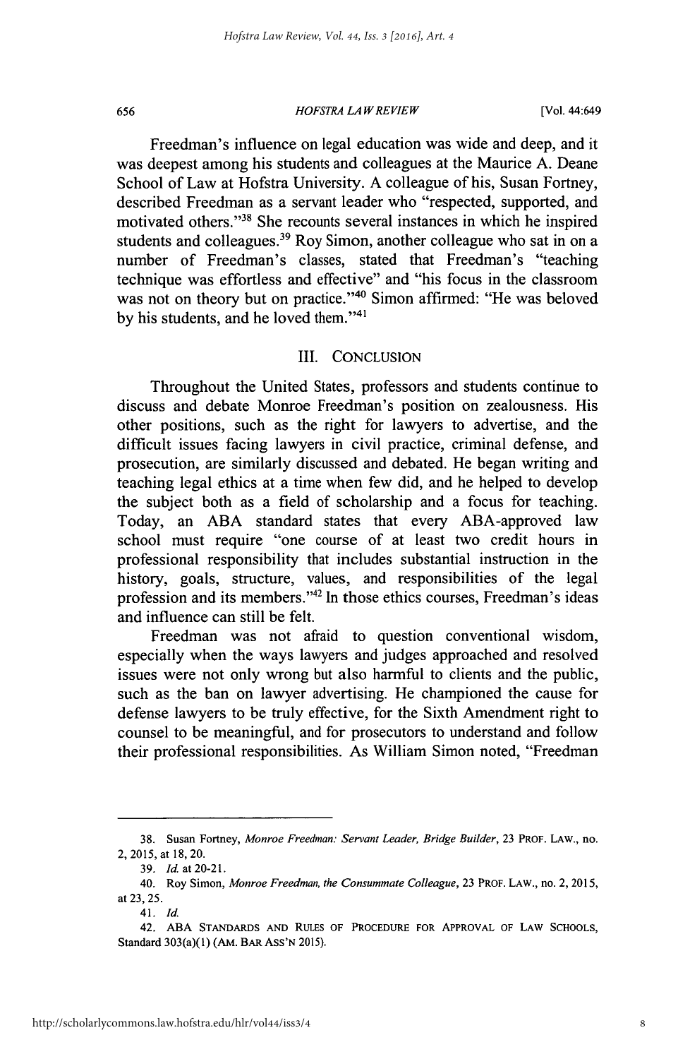Freedman's influence on legal education was wide and deep, and it was deepest among his students and colleagues at the Maurice A. Deane School of Law at Hofstra University. A colleague of his, Susan Fortney, described Freedman as a servant leader who "respected, supported, and motivated others."[38] She recounts several instances in which he inspired students and colleagues.[39] Roy Simon, another colleague who sat in on a number of Freedman's classes, stated that Freedman's "teaching technique was effortless and effective" and "his focus in the classroom was not on theory but on practice."[40] Simon affirmed: "He was beloved by his students, and he loved them."[41]

## III. CONCLUSION

Throughout the United States, professors and students continue to discuss and debate Monroe Freedman's position on zealousness. His other positions, such as the right for lawyers to advertise, and the difficult issues facing lawyers in civil practice, criminal defense, and prosecution, are similarly discussed and debated. He began writing and teaching legal ethics at a time when few did, and he helped to develop the subject both as a field of scholarship and a focus for teaching. Today, an ABA standard states that every ABA-approved law school must require "one course of at least two credit hours in professional responsibility that includes substantial instruction in the history, goals, structure, values, and responsibilities of the legal profession and its members."[42] In those ethics courses, Freedman's ideas and influence can still be felt.

Freedman was not afraid to question conventional wisdom, especially when the ways lawyers and judges approached and resolved issues were not only wrong but also harmful to clients and the public, such as the ban on lawyer advertising. He championed the cause for defense lawyers to be truly effective, for the Sixth Amendment right to counsel to be meaningful, and for prosecutors to understand and follow their professional responsibilities. As William Simon noted, "Freedman

---

38. Susan Fortney, *Monroe Freedman: Servant Leader, Bridge Builder*, 23 PROF. LAW., no. 2, 2015, at 18, 20.

39. *Id.* at 20-21.

40. Roy Simon, *Monroe Freedman, the Consummate Colleague*, 23 PROF. LAW., no. 2, 2015, at 23, 25.

41. *Id.*

42. ABA STANDARDS AND RULES OF PROCEDURE FOR APPROVAL OF LAW SCHOOLS, Standard 303(a)(1) (AM. BAR ASS'N 2015).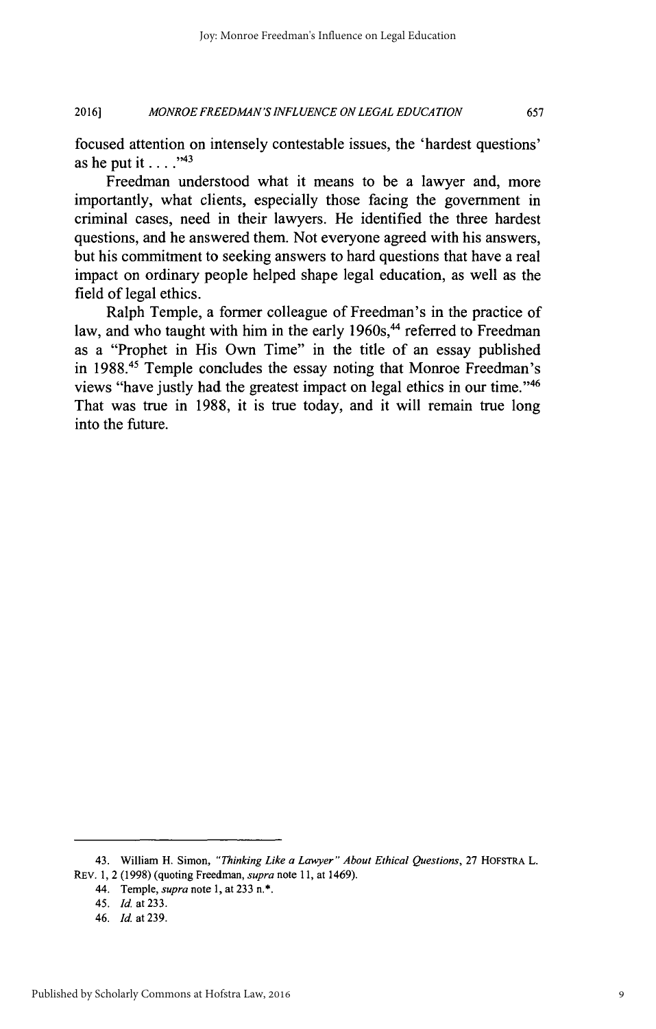focused attention on intensely contestable issues, the 'hardest questions' as he put it . . . ."[43]

Freedman understood what it means to be a lawyer and, more importantly, what clients, especially those facing the government in criminal cases, need in their lawyers. He identified the three hardest questions, and he answered them. Not everyone agreed with his answers, but his commitment to seeking answers to hard questions that have a real impact on ordinary people helped shape legal education, as well as the field of legal ethics.

Ralph Temple, a former colleague of Freedman's in the practice of law, and who taught with him in the early 1960s,[44] referred to Freedman as a "Prophet in His Own Time" in the title of an essay published in 1988.[45] Temple concludes the essay noting that Monroe Freedman's views "have justly had the greatest impact on legal ethics in our time."[46] That was true in 1988, it is true today, and it will remain true long into the future.

---

43. William H. Simon, *"Thinking Like a Lawyer" About Ethical Questions*, 27 HOFSTRA L. REV. 1, 2 (1998) (quoting Freedman, *supra* note 11, at 1469).

44. Temple, *supra* note 1, at 233 n.*.

45. *Id.* at 233.

46. *Id.* at 239.